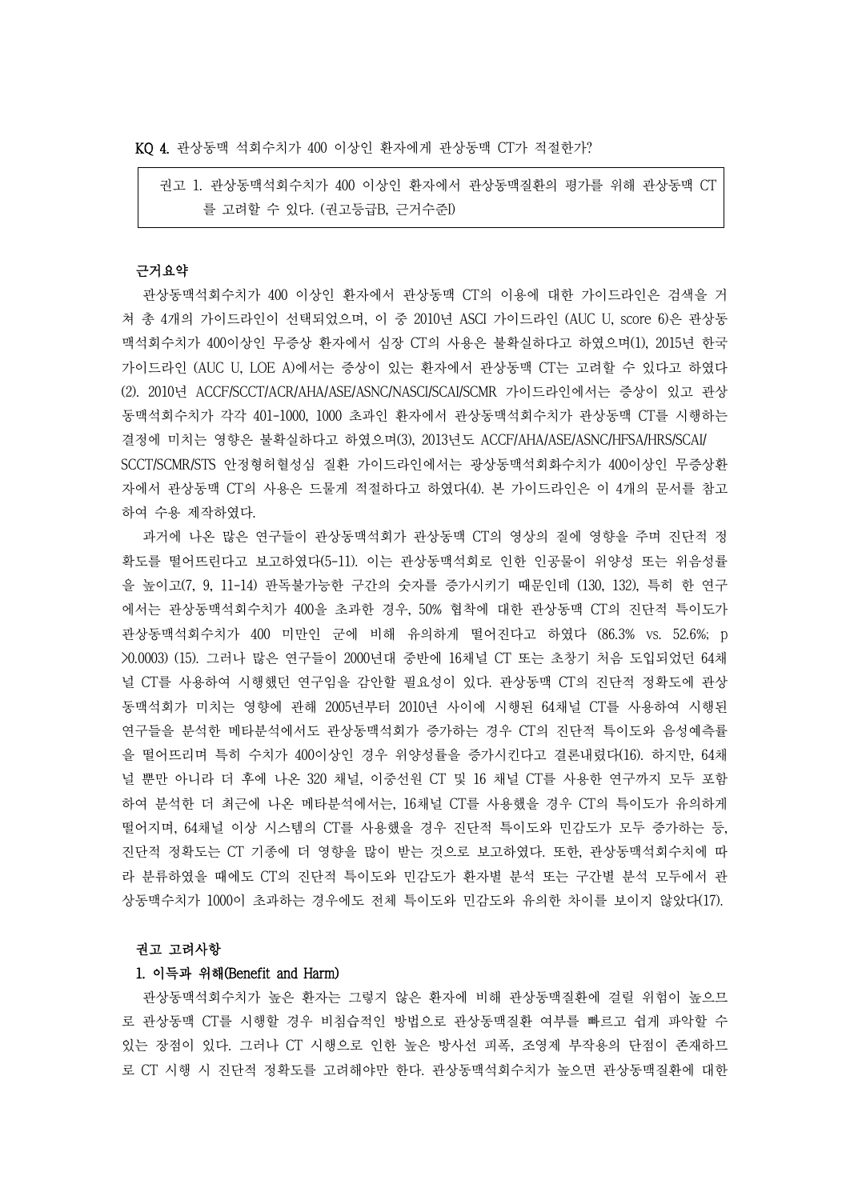KQ 4. 관상동맥 석회수치가 400 이상인 환자에게 관상동맥 CT가 적절한가?

> 권고 1. 관상동맥석회수치가 400 이상인 환자에서 관상동맥질환의 평가를 위해 관상동맥 CT를 고려할 수 있다. (권고등급B, 근거수준I)

**근거요약**

관상동맥석회수치가 400 이상인 환자에서 관상동맥 CT의 이용에 대한 가이드라인은 검색을 거쳐 총 4개의 가이드라인이 선택되었으며, 이 중 2010년 ASCI 가이드라인 (AUC U, score 6)은 관상동맥석회수치가 400이상인 무증상 환자에서 심장 CT의 사용은 불확실하다고 하였으며(1), 2015년 한국 가이드라인 (AUC U, LOE A)에서는 증상이 있는 환자에서 관상동맥 CT는 고려할 수 있다고 하였다(2). 2010년 ACCF/SCCT/ACR/AHA/ASE/ASNC/NASCI/SCAI/SCMR 가이드라인에서는 증상이 있고 관상동맥석회수치가 각각 401-1000, 1000 초과인 환자에서 관상동맥석회수치가 관상동맥 CT를 시행하는 결정에 미치는 영향은 불확실하다고 하였으며(3), 2013년도 ACCF/AHA/ASE/ASNC/HFSA/HRS/SCAI/SCCT/SCMR/STS 안정형허혈성심 질환 가이드라인에서는 광상동맥석회화수치가 400이상인 무증상환자에서 관상동맥 CT의 사용은 드물게 적절하다고 하였다(4). 본 가이드라인은 이 4개의 문서를 참고하여 수용 제작하였다.

과거에 나온 많은 연구들이 관상동맥석회가 관상동맥 CT의 영상의 질에 영향을 주며 진단적 정확도를 떨어뜨린다고 보고하였다(5-11). 이는 관상동맥석회로 인한 인공물이 위양성 또는 위음성률을 높이고(7, 9, 11-14) 판독불가능한 구간의 숫자를 증가시키기 때문인데 (130, 132), 특히 한 연구에서는 관상동맥석회수치가 400을 초과한 경우, 50% 협착에 대한 관상동맥 CT의 진단적 특이도가 관상동맥석회수치가 400 미만인 군에 비해 유의하게 떨어진다고 하였다 (86.3% vs. 52.6%; p >0.0003) (15). 그러나 많은 연구들이 2000년대 중반에 16채널 CT 또는 초창기 처음 도입되었던 64채널 CT를 사용하여 시행했던 연구임을 감안할 필요성이 있다. 관상동맥 CT의 진단적 정확도에 관상동맥석회가 미치는 영향에 관해 2005년부터 2010년 사이에 시행된 64채널 CT를 사용하여 시행된 연구들을 분석한 메타분석에서도 관상동맥석회가 증가하는 경우 CT의 진단적 특이도와 음성예측률을 떨어뜨리며 특히 수치가 400이상인 경우 위양성률을 증가시킨다고 결론내렸다(16). 하지만, 64채널 뿐만 아니라 더 후에 나온 320 채널, 이중선원 CT 및 16 채널 CT를 사용한 연구까지 모두 포함하여 분석한 더 최근에 나온 메타분석에서는, 16채널 CT를 사용했을 경우 CT의 특이도가 유의하게 떨어지며, 64채널 이상 시스템의 CT를 사용했을 경우 진단적 특이도와 민감도가 모두 증가하는 등, 진단적 정확도는 CT 기종에 더 영향을 많이 받는 것으로 보고하였다. 또한, 관상동맥석회수치에 따라 분류하였을 때에도 CT의 진단적 특이도와 민감도가 환자별 분석 또는 구간별 분석 모두에서 관상동맥수치가 1000이 초과하는 경우에도 전체 특이도와 민감도와 유의한 차이를 보이지 않았다(17).

**권고 고려사항**

**1. 이득과 위해(Benefit and Harm)**

관상동맥석회수치가 높은 환자는 그렇지 않은 환자에 비해 관상동맥질환에 걸릴 위험이 높으므로 관상동맥 CT를 시행할 경우 비침습적인 방법으로 관상동맥질환 여부를 빠르고 쉽게 파악할 수 있는 장점이 있다. 그러나 CT 시행으로 인한 높은 방사선 피폭, 조영제 부작용의 단점이 존재하므로 CT 시행 시 진단적 정확도를 고려해야만 한다. 관상동맥석회수치가 높으면 관상동맥질환에 대한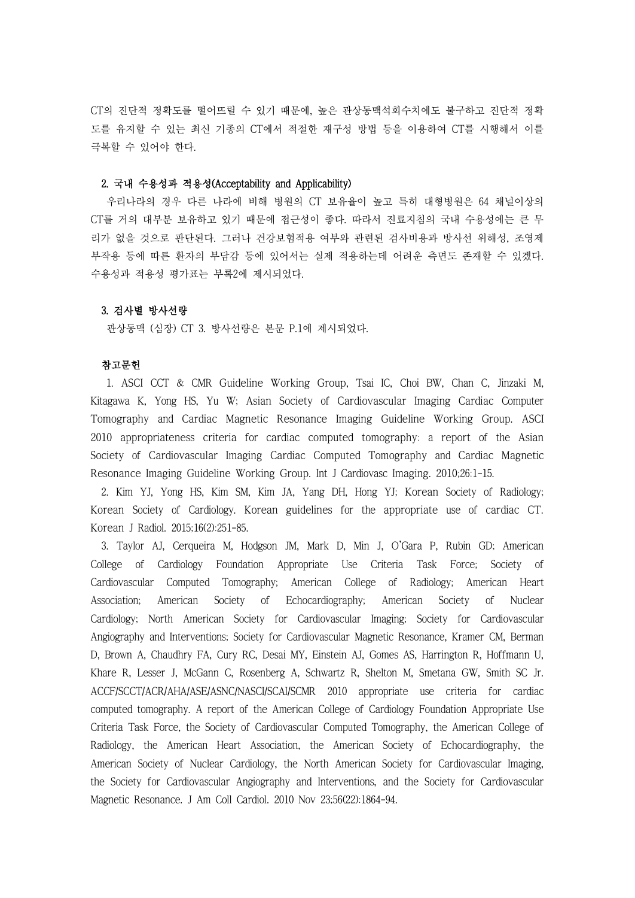CT의 진단적 정확도를 떨어뜨릴 수 있기 때문에, 높은 관상동맥석회수치에도 불구하고 진단적 정확도를 유지할 수 있는 최신 기종의 CT에서 적절한 재구성 방법 등을 이용하여 CT를 시행해서 이를 극복할 수 있어야 한다.

### 2. 국내 수용성과 적용성(Acceptability and Applicability)

우리나라의 경우 다른 나라에 비해 병원의 CT 보유율이 높고 특히 대형병원은 64 채널이상의 CT를 거의 대부분 보유하고 있기 때문에 접근성이 좋다. 따라서 진료지침의 국내 수용성에는 큰 무리가 없을 것으로 판단된다. 그러나 건강보험적용 여부와 관련된 검사비용과 방사선 위해성, 조영제 부작용 등에 따른 환자의 부담감 등에 있어서는 실제 적용하는데 어려운 측면도 존재할 수 있겠다. 수용성과 적용성 평가표는 부록2에 제시되었다.

### 3. 검사별 방사선량

관상동맥 (심장) CT 3. 방사선량은 본문 P.1에 제시되었다.

### 참고문헌

1. ASCI CCT & CMR Guideline Working Group, Tsai IC, Choi BW, Chan C, Jinzaki M, Kitagawa K, Yong HS, Yu W; Asian Society of Cardiovascular Imaging Cardiac Computer Tomography and Cardiac Magnetic Resonance Imaging Guideline Working Group. ASCI 2010 appropriateness criteria for cardiac computed tomography: a report of the Asian Society of Cardiovascular Imaging Cardiac Computed Tomography and Cardiac Magnetic Resonance Imaging Guideline Working Group. Int J Cardiovasc Imaging. 2010;26:1-15.

2. Kim YJ, Yong HS, Kim SM, Kim JA, Yang DH, Hong YJ; Korean Society of Radiology; Korean Society of Cardiology. Korean guidelines for the appropriate use of cardiac CT. Korean J Radiol. 2015;16(2):251-85.

3. Taylor AJ, Cerqueira M, Hodgson JM, Mark D, Min J, O'Gara P, Rubin GD; American College of Cardiology Foundation Appropriate Use Criteria Task Force; Society of Cardiovascular Computed Tomography; American College of Radiology; American Heart Association; American Society of Echocardiography; American Society of Nuclear Cardiology; North American Society for Cardiovascular Imaging; Society for Cardiovascular Angiography and Interventions; Society for Cardiovascular Magnetic Resonance, Kramer CM, Berman D, Brown A, Chaudhry FA, Cury RC, Desai MY, Einstein AJ, Gomes AS, Harrington R, Hoffmann U, Khare R, Lesser J, McGann C, Rosenberg A, Schwartz R, Shelton M, Smetana GW, Smith SC Jr. ACCF/SCCT/ACR/AHA/ASE/ASNC/NASCI/SCAI/SCMR 2010 appropriate use criteria for cardiac computed tomography. A report of the American College of Cardiology Foundation Appropriate Use Criteria Task Force, the Society of Cardiovascular Computed Tomography, the American College of Radiology, the American Heart Association, the American Society of Echocardiography, the American Society of Nuclear Cardiology, the North American Society for Cardiovascular Imaging, the Society for Cardiovascular Angiography and Interventions, and the Society for Cardiovascular Magnetic Resonance. J Am Coll Cardiol. 2010 Nov 23;56(22):1864-94.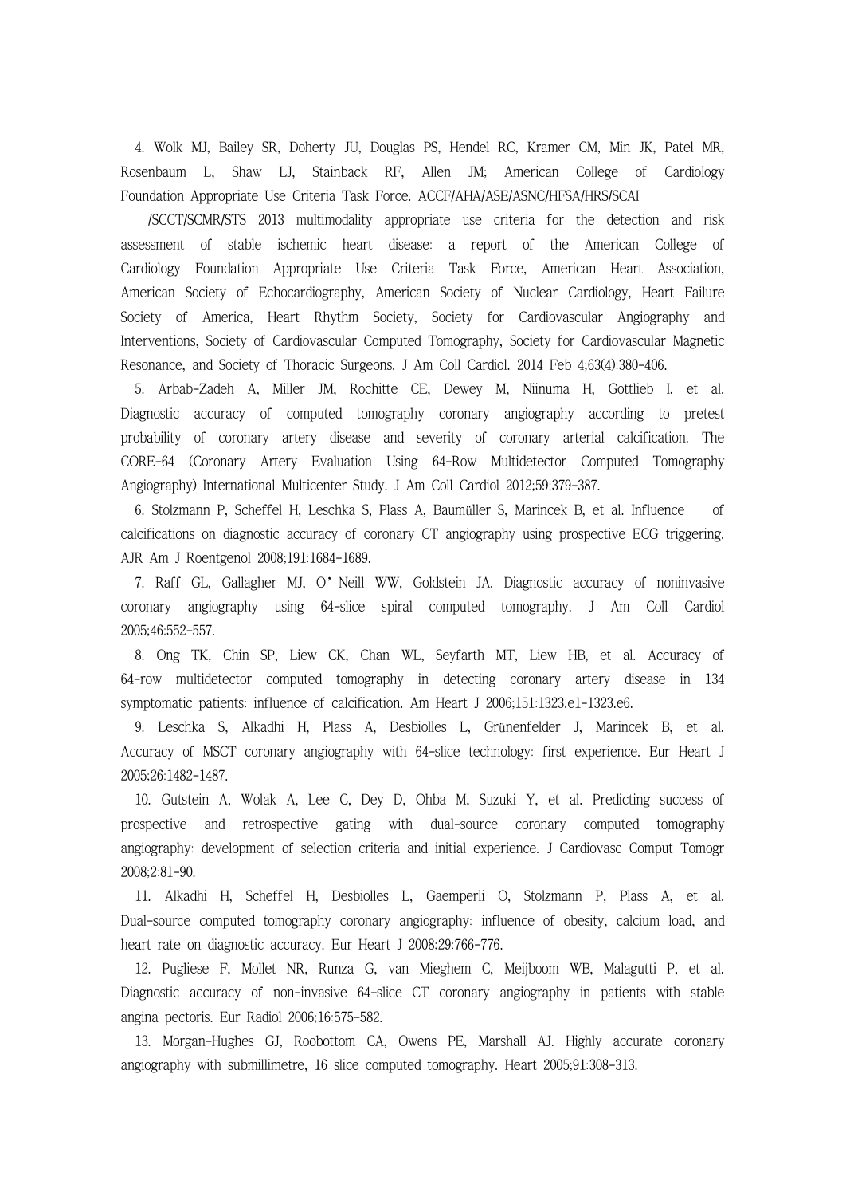4. Wolk MJ, Bailey SR, Doherty JU, Douglas PS, Hendel RC, Kramer CM, Min JK, Patel MR, Rosenbaum L, Shaw LJ, Stainback RF, Allen JM; American College of Cardiology Foundation Appropriate Use Criteria Task Force. ACCF/AHA/ASE/ASNC/HFSA/HRS/SCAI/SCCT/SCMR/STS 2013 multimodality appropriate use criteria for the detection and risk assessment of stable ischemic heart disease: a report of the American College of Cardiology Foundation Appropriate Use Criteria Task Force, American Heart Association, American Society of Echocardiography, American Society of Nuclear Cardiology, Heart Failure Society of America, Heart Rhythm Society, Society for Cardiovascular Angiography and Interventions, Society of Cardiovascular Computed Tomography, Society for Cardiovascular Magnetic Resonance, and Society of Thoracic Surgeons. J Am Coll Cardiol. 2014 Feb 4;63(4):380-406.

5. Arbab-Zadeh A, Miller JM, Rochitte CE, Dewey M, Niinuma H, Gottlieb I, et al. Diagnostic accuracy of computed tomography coronary angiography according to pretest probability of coronary artery disease and severity of coronary arterial calcification. The CORE-64 (Coronary Artery Evaluation Using 64-Row Multidetector Computed Tomography Angiography) International Multicenter Study. J Am Coll Cardiol 2012;59:379-387.

6. Stolzmann P, Scheffel H, Leschka S, Plass A, Baumüller S, Marincek B, et al. Influence of calcifications on diagnostic accuracy of coronary CT angiography using prospective ECG triggering. AJR Am J Roentgenol 2008;191:1684-1689.

7. Raff GL, Gallagher MJ, O'Neill WW, Goldstein JA. Diagnostic accuracy of noninvasive coronary angiography using 64-slice spiral computed tomography. J Am Coll Cardiol 2005;46:552-557.

8. Ong TK, Chin SP, Liew CK, Chan WL, Seyfarth MT, Liew HB, et al. Accuracy of 64-row multidetector computed tomography in detecting coronary artery disease in 134 symptomatic patients: influence of calcification. Am Heart J 2006;151:1323.e1-1323.e6.

9. Leschka S, Alkadhi H, Plass A, Desbiolles L, Grünenfelder J, Marincek B, et al. Accuracy of MSCT coronary angiography with 64-slice technology: first experience. Eur Heart J 2005;26:1482-1487.

10. Gutstein A, Wolak A, Lee C, Dey D, Ohba M, Suzuki Y, et al. Predicting success of prospective and retrospective gating with dual-source coronary computed tomography angiography: development of selection criteria and initial experience. J Cardiovasc Comput Tomogr 2008;2:81-90.

11. Alkadhi H, Scheffel H, Desbiolles L, Gaemperli O, Stolzmann P, Plass A, et al. Dual-source computed tomography coronary angiography: influence of obesity, calcium load, and heart rate on diagnostic accuracy. Eur Heart J 2008;29:766-776.

12. Pugliese F, Mollet NR, Runza G, van Mieghem C, Meijboom WB, Malagutti P, et al. Diagnostic accuracy of non-invasive 64-slice CT coronary angiography in patients with stable angina pectoris. Eur Radiol 2006;16:575-582.

13. Morgan-Hughes GJ, Roobottom CA, Owens PE, Marshall AJ. Highly accurate coronary angiography with submillimetre, 16 slice computed tomography. Heart 2005;91:308-313.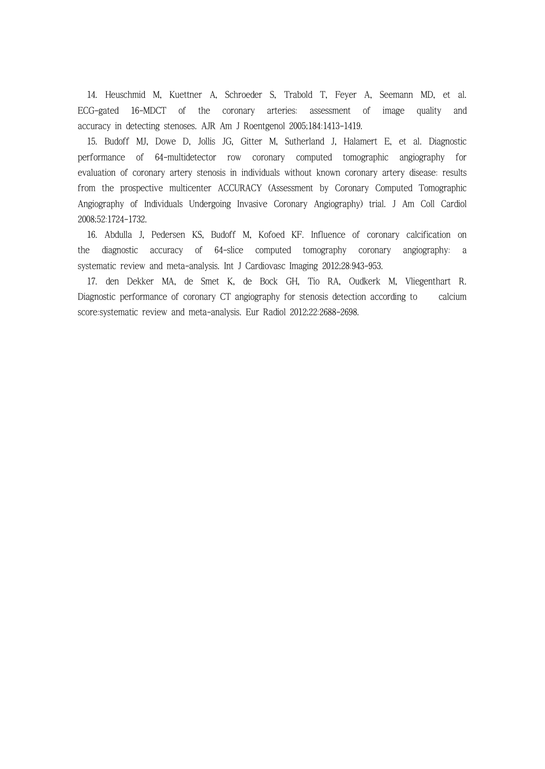14. Heuschmid M, Kuettner A, Schroeder S, Trabold T, Feyer A, Seemann MD, et al. ECG-gated 16-MDCT of the coronary arteries: assessment of image quality and accuracy in detecting stenoses. AJR Am J Roentgenol 2005;184:1413-1419.

15. Budoff MJ, Dowe D, Jollis JG, Gitter M, Sutherland J, Halamert E, et al. Diagnostic performance of 64-multidetector row coronary computed tomographic angiography for evaluation of coronary artery stenosis in individuals without known coronary artery disease: results from the prospective multicenter ACCURACY (Assessment by Coronary Computed Tomographic Angiography of Individuals Undergoing Invasive Coronary Angiography) trial. J Am Coll Cardiol 2008;52:1724-1732.

16. Abdulla J, Pedersen KS, Budoff M, Kofoed KF. Influence of coronary calcification on the diagnostic accuracy of 64-slice computed tomography coronary angiography: a systematic review and meta-analysis. Int J Cardiovasc Imaging 2012;28:943-953.

17. den Dekker MA, de Smet K, de Bock GH, Tio RA, Oudkerk M, Vliegenthart R. Diagnostic performance of coronary CT angiography for stenosis detection according to calcium score:systematic review and meta-analysis. Eur Radiol 2012;22:2688-2698.